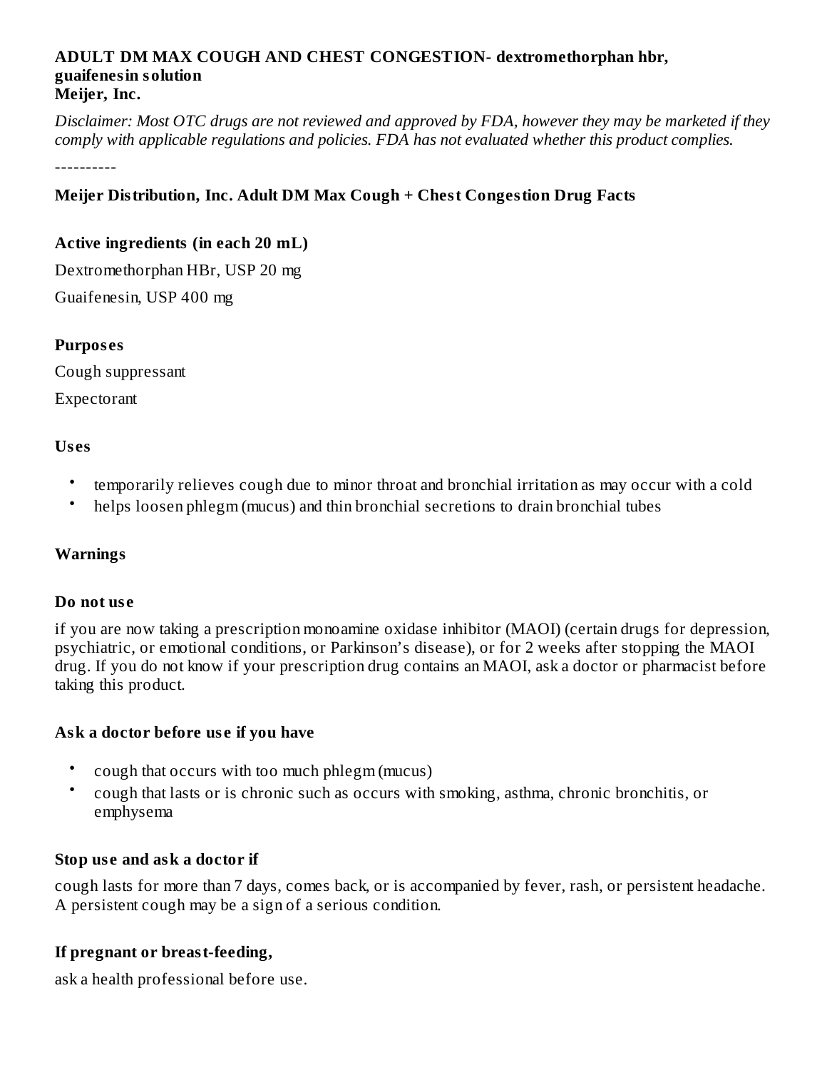**ADULT DM MAX COUGH AND CHEST CONGESTION- dextromethorphan hbr, guaifenesin solution**
**Meijer, Inc.**

*Disclaimer: Most OTC drugs are not reviewed and approved by FDA, however they may be marketed if they comply with applicable regulations and policies. FDA has not evaluated whether this product complies.*

----------

**Meijer Distribution, Inc. Adult DM Max Cough + Chest Congestion Drug Facts**

**Active ingredients (in each 20 mL)**

Dextromethorphan HBr, USP 20 mg

Guaifenesin, USP 400 mg

**Purposes**

Cough suppressant

Expectorant

**Uses**

- temporarily relieves cough due to minor throat and bronchial irritation as may occur with a cold
- helps loosen phlegm (mucus) and thin bronchial secretions to drain bronchial tubes

**Warnings**

**Do not use**

if you are now taking a prescription monoamine oxidase inhibitor (MAOI) (certain drugs for depression, psychiatric, or emotional conditions, or Parkinson's disease), or for 2 weeks after stopping the MAOI drug. If you do not know if your prescription drug contains an MAOI, ask a doctor or pharmacist before taking this product.

**Ask a doctor before use if you have**

- cough that occurs with too much phlegm (mucus)
- cough that lasts or is chronic such as occurs with smoking, asthma, chronic bronchitis, or emphysema

**Stop use and ask a doctor if**

cough lasts for more than 7 days, comes back, or is accompanied by fever, rash, or persistent headache. A persistent cough may be a sign of a serious condition.

**If pregnant or breast-feeding,**

ask a health professional before use.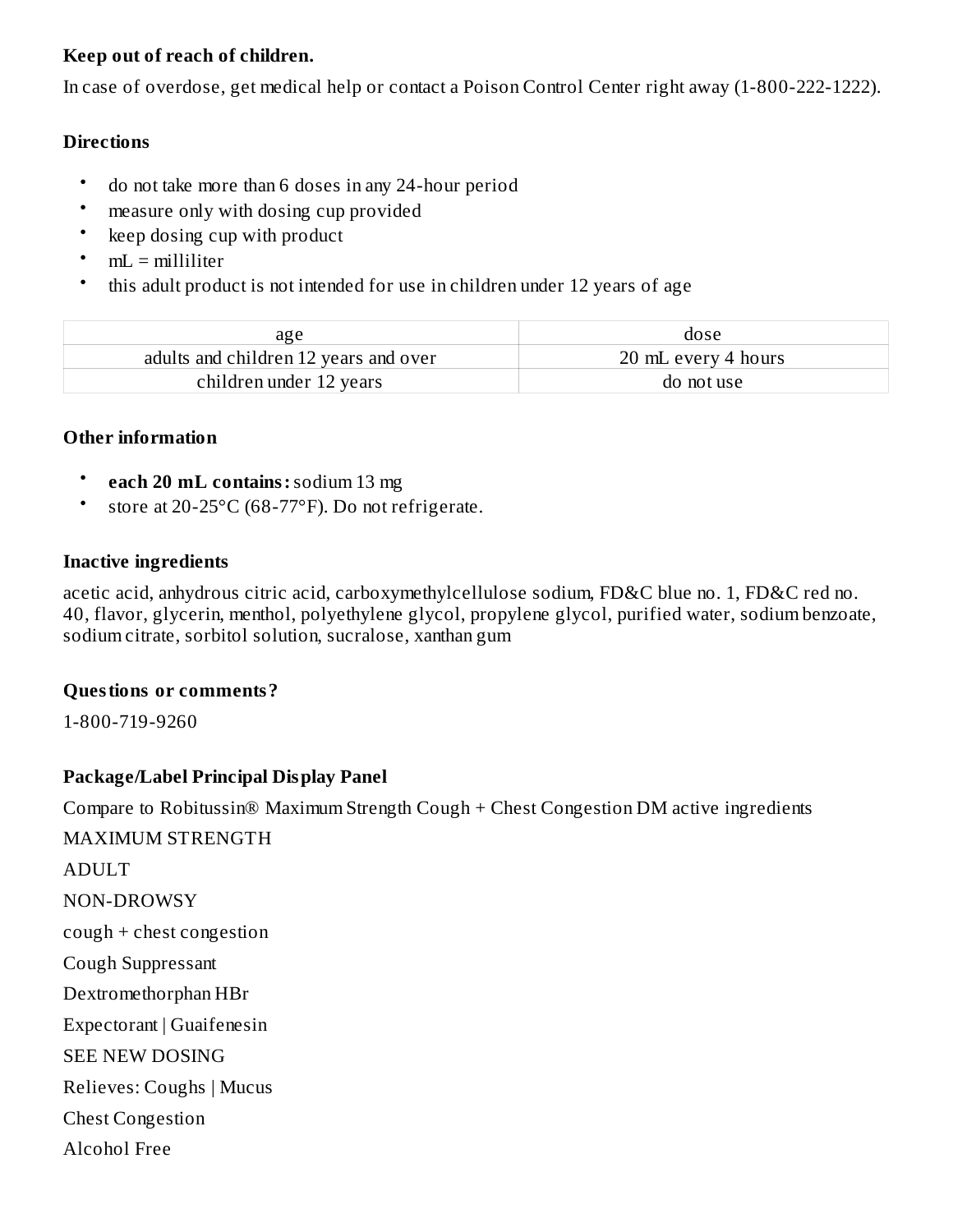**Keep out of reach of children.**

In case of overdose, get medical help or contact a Poison Control Center right away (1-800-222-1222).

**Directions**

- do not take more than 6 doses in any 24-hour period
- measure only with dosing cup provided
- keep dosing cup with product
- mL = milliliter
- this adult product is not intended for use in children under 12 years of age

| age | dose |
| --- | --- |
| adults and children 12 years and over | 20 mL every 4 hours |
| children under 12 years | do not use |

**Other information**

- **each 20 mL contains:** sodium 13 mg
- store at 20-25°C (68-77°F). Do not refrigerate.

**Inactive ingredients**

acetic acid, anhydrous citric acid, carboxymethylcellulose sodium, FD&C blue no. 1, FD&C red no. 40, flavor, glycerin, menthol, polyethylene glycol, propylene glycol, purified water, sodium benzoate, sodium citrate, sorbitol solution, sucralose, xanthan gum

**Questions or comments?**

1-800-719-9260

**Package/Label Principal Display Panel**

Compare to Robitussin® Maximum Strength Cough + Chest Congestion DM active ingredients

MAXIMUM STRENGTH

ADULT

NON-DROWSY

cough + chest congestion

Cough Suppressant

Dextromethorphan HBr

Expectorant | Guaifenesin

SEE NEW DOSING

Relieves: Coughs | Mucus

Chest Congestion

Alcohol Free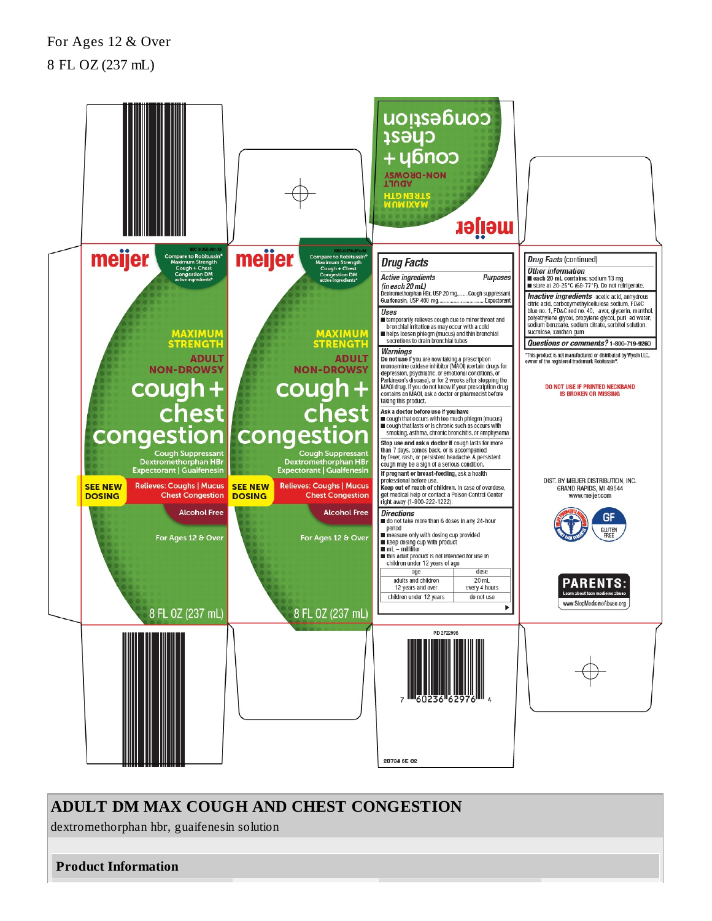For Ages 12 & Over

8 FL OZ (237 mL)

meijer

NDC 41250-291-34

Compare to Robitussin® Maximum Strength Cough + Chest Congestion DM active ingredients*

MAXIMUM STRENGTH

ADULT

NON-DROWSY

cough + chest congestion

Cough Suppressant Dextromethorphan HBr

Expectorant | Guaifenesin

SEE NEW DOSING

Relieves: Coughs | Mucus Chest Congestion

Alcohol Free

For Ages 12 & Over

8 FL OZ (237 mL)

## Drug Facts

| Active ingredients (in each 20 mL) | Purposes |
|---|---|
| Dextromethorphan HBr, USP 20 mg | Cough suppressant |
| Guaifenesin, USP 400 mg | Expectorant |

### Uses

- temporarily relieves cough due to minor throat and bronchial irritation as may occur with a cold
- helps loosen phlegm (mucus) and thin bronchial secretions to drain bronchial tubes

### Warnings

**Do not use** if you are now taking a prescription monoamine oxidase inhibitor (MAOI) (certain drugs for depression, psychiatric, or emotional conditions, or Parkinson's disease), or for 2 weeks after stopping the MAOI drug. If you do not know if your prescription drug contains an MAOI, ask a doctor or pharmacist before taking this product.

**Ask a doctor before use if you have**

- cough that occurs with too much phlegm (mucus)
- cough that lasts or is chronic such as occurs with smoking, asthma, chronic bronchitis, or emphysema

**Stop use and ask a doctor if** cough lasts for more than 7 days, comes back, or is accompanied by fever, rash, or persistent headache. A persistent cough may be a sign of a serious condition.

**If pregnant or breast-feeding,** ask a health professional before use.

**Keep out of reach of children.** In case of overdose, get medical help or contact a Poison Control Center right away (1-800-222-1222).

### Directions

- do not take more than 6 doses in any 24-hour period
- measure only with dosing cup provided
- keep dosing cup with product
- mL = milliliter
- this adult product is not intended for use in children under 12 years of age

| age | dose |
|---|---|
| adults and children 12 years and over | 20 mL every 4 hours |
| children under 12 years | do not use |

## Drug Facts (continued)

### Other information

- **each 20 mL contains:** sodium 13 mg
- store at 20-25°C (68-77°F). Do not refrigerate.

**Inactive ingredients** acetic acid, anhydrous citric acid, carboxymethylcellulose sodium, FD&C blue no. 1, FD&C red no. 40, flavor, glycerin, menthol, polyethylene glycol, propylene glycol, purified water, sodium benzoate, sodium citrate, sorbitol solution, sucralose, xanthan gum

**Questions or comments?** 1-800-719-9260

*This product is not manufactured or distributed by Wyeth LLC, owner of the registered trademark Robitussin®.

DO NOT USE IF PRINTED NECKBAND IS BROKEN OR MISSING

DIST. BY MEIJER DISTRIBUTION, INC. GRAND RAPIDS, MI 49544 www.meijer.com

GF GLUTEN FREE

PARENTS: Learn about teen medicine abuse www.StopMedicineAbuse.org

PID 2722996

7 60236 62976 4

2B734 6E C2

# ADULT DM MAX COUGH AND CHEST CONGESTION

dextromethorphan hbr, guaifenesin solution

## Product Information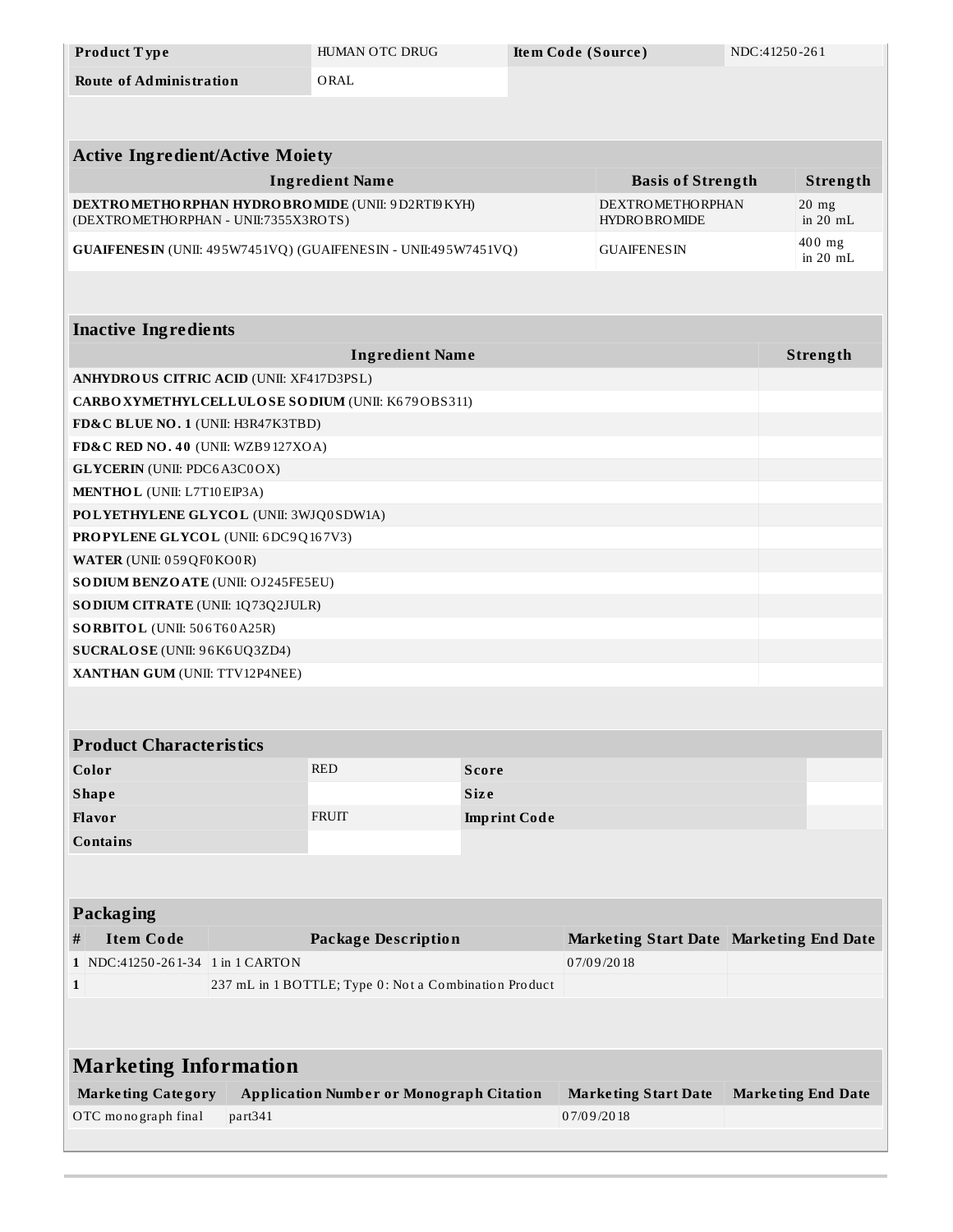| Product Type | HUMAN OTC DRUG | Item Code (Source) | NDC:41250-261 |
| --- | --- | --- | --- |
| Route of Administration | ORAL | | |

| Active Ingredient/Active Moiety | | |
| --- | --- | --- |
| **Ingredient Name** | **Basis of Strength** | **Strength** |
| **DEXTROMETHORPHAN HYDROBROMIDE** (UNII: 9D2RTI9KYH) (DEXTROMETHORPHAN - UNII:7355X3ROTS) | DEXTROMETHORPHAN HYDROBROMIDE | 20 mg in 20 mL |
| **GUAIFENESIN** (UNII: 495W7451VQ) (GUAIFENESIN - UNII:495W7451VQ) | GUAIFENESIN | 400 mg in 20 mL |

| Inactive Ingredients | |
| --- | --- |
| **Ingredient Name** | **Strength** |
| **ANHYDROUS CITRIC ACID** (UNII: XF417D3PSL) | |
| **CARBOXYMETHYLCELLULOSE SODIUM** (UNII: K679OBS311) | |
| **FD&C BLUE NO. 1** (UNII: H3R47K3TBD) | |
| **FD&C RED NO. 40** (UNII: WZB9127XOA) | |
| **GLYCERIN** (UNII: PDC6A3C0OX) | |
| **MENTHOL** (UNII: L7T10EIP3A) | |
| **POLYETHYLENE GLYCOL** (UNII: 3WJQ0SDW1A) | |
| **PROPYLENE GLYCOL** (UNII: 6DC9Q167V3) | |
| **WATER** (UNII: 059QF0KO0R) | |
| **SODIUM BENZOATE** (UNII: OJ245FE5EU) | |
| **SODIUM CITRATE** (UNII: 1Q73Q2JULR) | |
| **SORBITOL** (UNII: 506T60A25R) | |
| **SUCRALOSE** (UNII: 96K6UQ3ZD4) | |
| **XANTHAN GUM** (UNII: TTV12P4NEE) | |

| Product Characteristics | | | |
| --- | --- | --- | --- |
| **Color** | RED | **Score** | |
| **Shape** | | **Size** | |
| **Flavor** | FRUIT | **Imprint Code** | |
| **Contains** | | | |

| Packaging | | | | |
| --- | --- | --- | --- | --- |
| **#** | **Item Code** | **Package Description** | **Marketing Start Date** | **Marketing End Date** |
| 1 | NDC:41250-261-34 | 1 in 1 CARTON | 07/09/2018 | |
| 1 | | 237 mL in 1 BOTTLE; Type 0: Not a Combination Product | | |

| Marketing Information | | | |
| --- | --- | --- | --- |
| **Marketing Category** | **Application Number or Monograph Citation** | **Marketing Start Date** | **Marketing End Date** |
| OTC monograph final | part341 | 07/09/2018 | |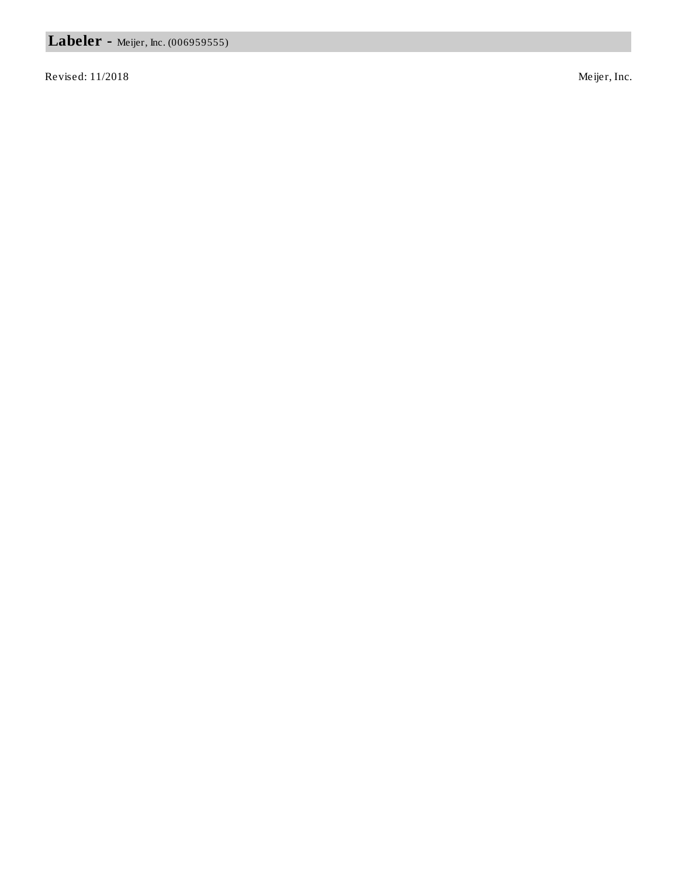**Labeler -** Meijer, Inc. (006959555)

Revised: 11/2018 Meijer, Inc.